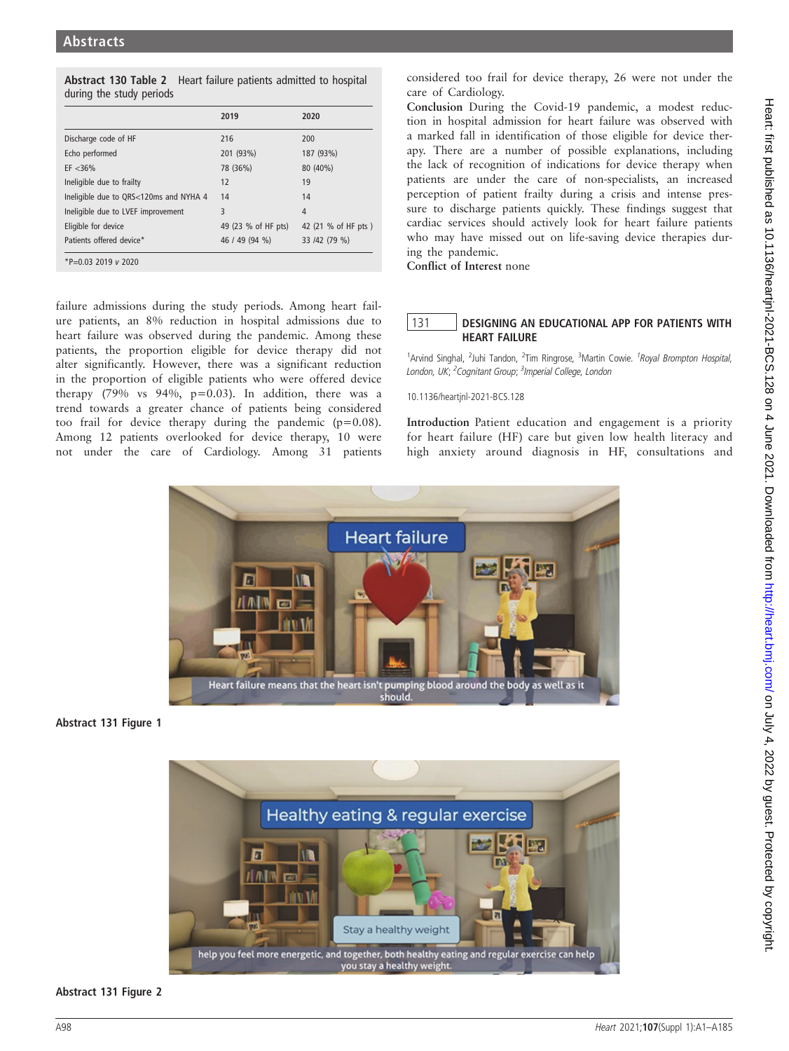**Abstract 130 Table 2** Heart failure patients admitted to hospital during the study periods

| | 2019 | 2020 |
|---|---|---|
| Discharge code of HF | 216 | 200 |
| Echo performed | 201 (93%) | 187 (93%) |
| EF <36% | 78 (36%) | 80 (40%) |
| Ineligible due to frailty | 12 | 19 |
| Ineligible due to QRS<120ms and NYHA 4 | 14 | 14 |
| Ineligible due to LVEF improvement | 3 | 4 |
| Eligible for device | 49 (23 % of HF pts) | 42 (21 % of HF pts ) |
| Patients offered device* | 46 / 49 (94 %) | 33 /42 (79 %) |

*P=0.03 2019 v 2020

failure admissions during the study periods. Among heart failure patients, an 8% reduction in hospital admissions due to heart failure was observed during the pandemic. Among these patients, the proportion eligible for device therapy did not alter significantly. However, there was a significant reduction in the proportion of eligible patients who were offered device therapy (79% vs 94%, p=0.03). In addition, there was a trend towards a greater chance of patients being considered too frail for device therapy during the pandemic (p=0.08). Among 12 patients overlooked for device therapy, 10 were not under the care of Cardiology. Among 31 patients considered too frail for device therapy, 26 were not under the care of Cardiology.

**Conclusion** During the Covid-19 pandemic, a modest reduction in hospital admission for heart failure was observed with a marked fall in identification of those eligible for device therapy. There are a number of possible explanations, including the lack of recognition of indications for device therapy when patients are under the care of non-specialists, an increased perception of patient frailty during a crisis and intense pressure to discharge patients quickly. These findings suggest that cardiac services should actively look for heart failure patients who may have missed out on life-saving device therapies during the pandemic.

**Conflict of Interest** none

## 131 DESIGNING AN EDUCATIONAL APP FOR PATIENTS WITH HEART FAILURE

[1]Arvind Singhal, [2]Juhi Tandon, [2]Tim Ringrose, [3]Martin Cowie. *[1]Royal Brompton Hospital, London, UK; [2]Cognitant Group; [3]Imperial College, London*

10.1136/heartjnl-2021-BCS.128

**Introduction** Patient education and engagement is a priority for heart failure (HF) care but given low health literacy and high anxiety around diagnosis in HF, consultations and

**Abstract 131 Figure 1**

**Abstract 131 Figure 2**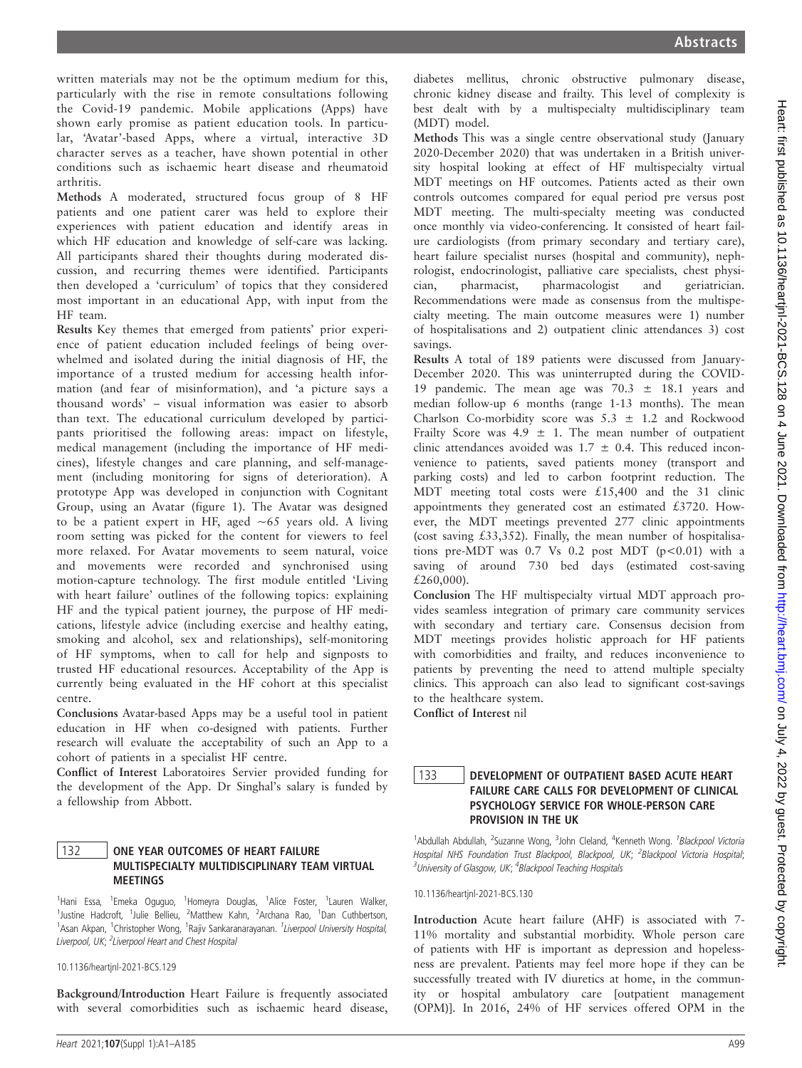written materials may not be the optimum medium for this, particularly with the rise in remote consultations following the Covid-19 pandemic. Mobile applications (Apps) have shown early promise as patient education tools. In particular, 'Avatar'-based Apps, where a virtual, interactive 3D character serves as a teacher, have shown potential in other conditions such as ischaemic heart disease and rheumatoid arthritis.

**Methods** A moderated, structured focus group of 8 HF patients and one patient carer was held to explore their experiences with patient education and identify areas in which HF education and knowledge of self-care was lacking. All participants shared their thoughts during moderated discussion, and recurring themes were identified. Participants then developed a 'curriculum' of topics that they considered most important in an educational App, with input from the HF team.

**Results** Key themes that emerged from patients' prior experience of patient education included feelings of being overwhelmed and isolated during the initial diagnosis of HF, the importance of a trusted medium for accessing health information (and fear of misinformation), and 'a picture says a thousand words' – visual information was easier to absorb than text. The educational curriculum developed by participants prioritised the following areas: impact on lifestyle, medical management (including the importance of HF medicines), lifestyle changes and care planning, and self-management (including monitoring for signs of deterioration). A prototype App was developed in conjunction with Cognitant Group, using an Avatar (figure 1). The Avatar was designed to be a patient expert in HF, aged ~65 years old. A living room setting was picked for the content for viewers to feel more relaxed. For Avatar movements to seem natural, voice and movements were recorded and synchronised using motion-capture technology. The first module entitled 'Living with heart failure' outlines of the following topics: explaining HF and the typical patient journey, the purpose of HF medications, lifestyle advice (including exercise and healthy eating, smoking and alcohol, sex and relationships), self-monitoring of HF symptoms, when to call for help and signposts to trusted HF educational resources. Acceptability of the App is currently being evaluated in the HF cohort at this specialist centre.

**Conclusions** Avatar-based Apps may be a useful tool in patient education in HF when co-designed with patients. Further research will evaluate the acceptability of such an App to a cohort of patients in a specialist HF centre.

**Conflict of Interest** Laboratoires Servier provided funding for the development of the App. Dr Singhal's salary is funded by a fellowship from Abbott.

## 132 ONE YEAR OUTCOMES OF HEART FAILURE MULTISPECIALTY MULTIDISCIPLINARY TEAM VIRTUAL MEETINGS

[1]Hani Essa, [1]Emeka Oguguo, [1]Homeyra Douglas, [1]Alice Foster, [1]Lauren Walker, [1]Justine Hadcroft, [1]Julie Bellieu, [2]Matthew Kahn, [2]Archana Rao, [1]Dan Cuthbertson, [1]Asan Akpan, [1]Christopher Wong, [1]Rajiv Sankaranarayanan. [1]*Liverpool University Hospital, Liverpool, UK*; [2]*Liverpool Heart and Chest Hospital*

10.1136/heartjnl-2021-BCS.129

**Background/Introduction** Heart Failure is frequently associated with several comorbidities such as ischaemic heard disease, diabetes mellitus, chronic obstructive pulmonary disease, chronic kidney disease and frailty. This level of complexity is best dealt with by a multispecialty multidisciplinary team (MDT) model.

**Methods** This was a single centre observational study (January 2020-December 2020) that was undertaken in a British university hospital looking at effect of HF multispecialty virtual MDT meetings on HF outcomes. Patients acted as their own controls outcomes compared for equal period pre versus post MDT meeting. The multi-specialty meeting was conducted once monthly via video-conferencing. It consisted of heart failure cardiologists (from primary secondary and tertiary care), heart failure specialist nurses (hospital and community), nephrologist, endocrinologist, palliative care specialists, chest physician, pharmacist, pharmacologist and geriatrician. Recommendations were made as consensus from the multispecialty meeting. The main outcome measures were 1) number of hospitalisations and 2) outpatient clinic attendances 3) cost savings.

**Results** A total of 189 patients were discussed from January-December 2020. This was uninterrupted during the COVID-19 pandemic. The mean age was 70.3 ± 18.1 years and median follow-up 6 months (range 1-13 months). The mean Charlson Co-morbidity score was 5.3 ± 1.2 and Rockwood Frailty Score was 4.9 ± 1. The mean number of outpatient clinic attendances avoided was 1.7 ± 0.4. This reduced inconvenience to patients, saved patients money (transport and parking costs) and led to carbon footprint reduction. The MDT meeting total costs were £15,400 and the 31 clinic appointments they generated cost an estimated £3720. However, the MDT meetings prevented 277 clinic appointments (cost saving £33,352). Finally, the mean number of hospitalisations pre-MDT was 0.7 Vs 0.2 post MDT ($p<0.01$) with a saving of around 730 bed days (estimated cost-saving £260,000).

**Conclusion** The HF multispecialty virtual MDT approach provides seamless integration of primary care community services with secondary and tertiary care. Consensus decision from MDT meetings provides holistic approach for HF patients with comorbidities and frailty, and reduces inconvenience to patients by preventing the need to attend multiple specialty clinics. This approach can also lead to significant cost-savings to the healthcare system.

**Conflict of Interest** nil

## 133 DEVELOPMENT OF OUTPATIENT BASED ACUTE HEART FAILURE CARE CALLS FOR DEVELOPMENT OF CLINICAL PSYCHOLOGY SERVICE FOR WHOLE-PERSON CARE PROVISION IN THE UK

[1]Abdullah Abdullah, [2]Suzanne Wong, [3]John Cleland, [4]Kenneth Wong. [1]*Blackpool Victoria Hospital NHS Foundation Trust Blackpool, Blackpool, UK*; [2]*Blackpool Victoria Hospital*; [3]*University of Glasgow, UK*; [4]*Blackpool Teaching Hospitals*

10.1136/heartjnl-2021-BCS.130

**Introduction** Acute heart failure (AHF) is associated with 7-11% mortality and substantial morbidity. Whole person care of patients with HF is important as depression and hopelessness are prevalent. Patients may feel more hope if they can be successfully treated with IV diuretics at home, in the community or hospital ambulatory care [outpatient management (OPM)]. In 2016, 24% of HF services offered OPM in the